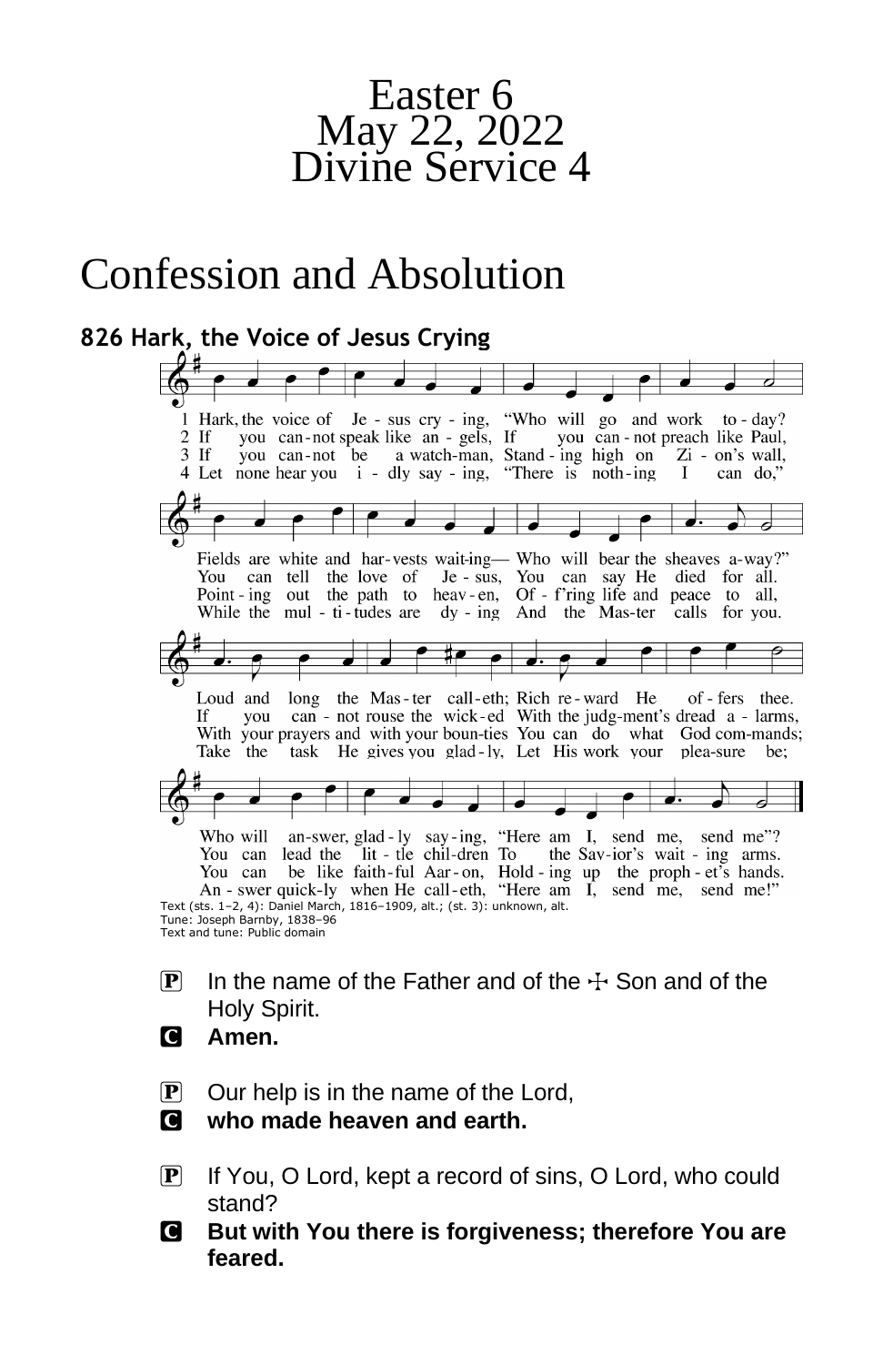# Easter 6
# May 22, 2022
# Divine Service 4

## Confession and Absolution

### 826 Hark, the Voice of Jesus Crying

1 Hark, the voice of Jesus crying, "Who will go and work today? Fields are white and harvests waiting— Who will bear the sheaves away?" Loud and long the Master calleth; Rich reward He offers thee. Who will answer, gladly saying, "Here am I, send me, send me"?

2 If you cannot speak like angels, If you cannot preach like Paul, You can tell the love of Jesus, You can say He died for all. If you cannot rouse the wicked With the judgment's dread alarms, You can lead the little children To the Savior's waiting arms.

3 If you cannot be a watchman, Standing high on Zion's wall, Pointing out the path to heaven, Off'ring life and peace to all, With your prayers and with your bounties You can do what God commands; You can be like faithful Aaron, Holding up the prophet's hands.

4 Let none hear you idly saying, "There is nothing I can do," While the multitudes are dying And the Master calls for you. Take the task He gives you gladly, Let His work your pleasure be; Answer quickly when He calleth, "Here am I, send me, send me!"

Text (sts. 1–2, 4): Daniel March, 1816–1909, alt.; (st. 3): unknown, alt.
Tune: Joseph Barnby, 1838–96
Text and tune: Public domain

P In the name of the Father and of the ☩ Son and of the Holy Spirit.
C **Amen.**

P Our help is in the name of the Lord,
C **who made heaven and earth.**

P If You, O Lord, kept a record of sins, O Lord, who could stand?
C **But with You there is forgiveness; therefore You are feared.**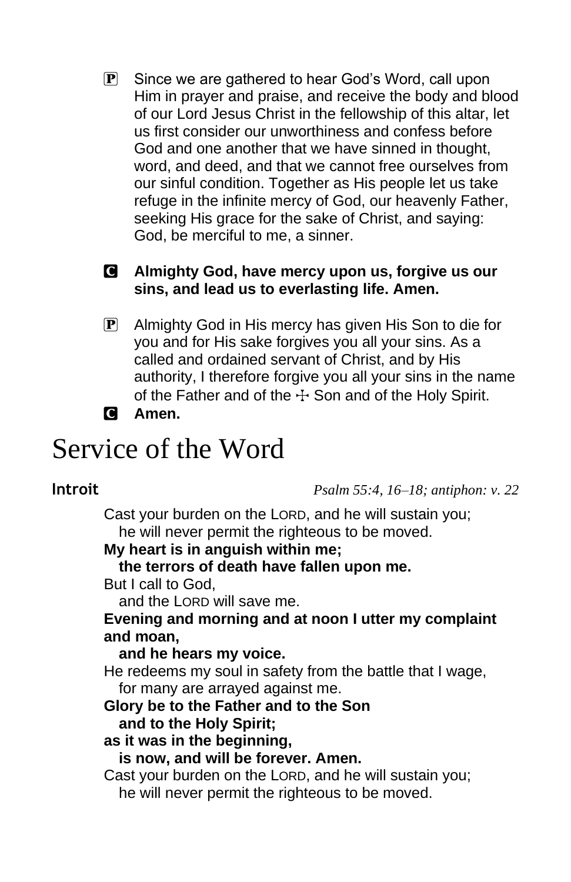P Since we are gathered to hear God's Word, call upon Him in prayer and praise, and receive the body and blood of our Lord Jesus Christ in the fellowship of this altar, let us first consider our unworthiness and confess before God and one another that we have sinned in thought, word, and deed, and that we cannot free ourselves from our sinful condition. Together as His people let us take refuge in the infinite mercy of God, our heavenly Father, seeking His grace for the sake of Christ, and saying: God, be merciful to me, a sinner.

C **Almighty God, have mercy upon us, forgive us our sins, and lead us to everlasting life. Amen.**

P Almighty God in His mercy has given His Son to die for you and for His sake forgives you all your sins. As a called and ordained servant of Christ, and by His authority, I therefore forgive you all your sins in the name of the Father and of the ☩ Son and of the Holy Spirit.

C **Amen.**

# Service of the Word

**Introit** *Psalm 55:4, 16–18; antiphon: v. 22*

Cast your burden on the LORD, and he will sustain you;
he will never permit the righteous to be moved.
**My heart is in anguish within me;**
**the terrors of death have fallen upon me.**
But I call to God,
and the LORD will save me.
**Evening and morning and at noon I utter my complaint and moan,**
**and he hears my voice.**
He redeems my soul in safety from the battle that I wage,
for many are arrayed against me.
**Glory be to the Father and to the Son**
**and to the Holy Spirit;**
**as it was in the beginning,**
**is now, and will be forever. Amen.**
Cast your burden on the LORD, and he will sustain you;
he will never permit the righteous to be moved.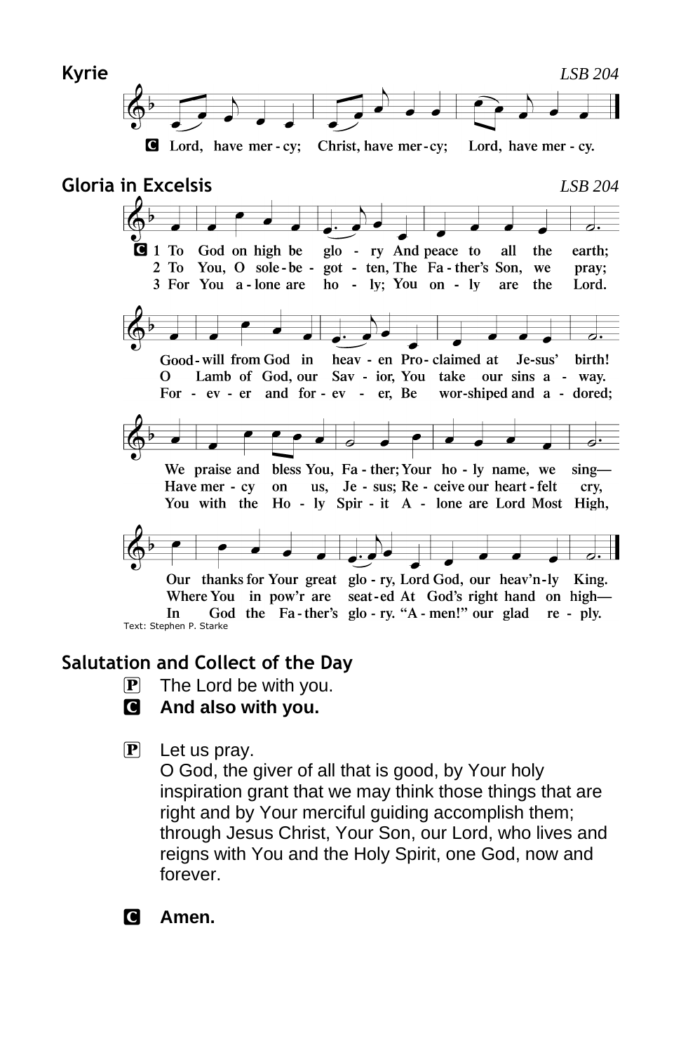## Kyrie

*LSB 204*

**C** Lord, have mer - cy; Christ, have mer - cy; Lord, have mer - cy.

## Gloria in Excelsis

*LSB 204*

**C**
1 To God on high be glo - ry And peace to all the earth;
Good - will from God in heav - en Pro - claimed at Je-sus' birth!
We praise and bless You, Fa - ther; Your ho - ly name, we sing—
Our thanks for Your great glo - ry, Lord God, our heav'n-ly King.

2 To You, O sole - be - got - ten, The Fa - ther's Son, we pray;
O Lamb of God, our Sav - ior, You take our sins a - way.
Have mer - cy on us, Je - sus; Re - ceive our heart - felt cry,
Where You in pow'r are seat - ed At God's right hand on high—

3 For You a - lone are ho - ly; You on - ly are the Lord.
For - ev - er and for - ev - er, Be wor-shiped and a - dored;
You with the Ho - ly Spir - it A - lone are Lord Most High,
In God the Fa - ther's glo - ry. "A - men!" our glad re - ply.

Text: Stephen P. Starke

## Salutation and Collect of the Day

**P** The Lord be with you.

**C** **And also with you.**

**P** Let us pray.
O God, the giver of all that is good, by Your holy inspiration grant that we may think those things that are right and by Your merciful guiding accomplish them; through Jesus Christ, Your Son, our Lord, who lives and reigns with You and the Holy Spirit, one God, now and forever.

**C** **Amen.**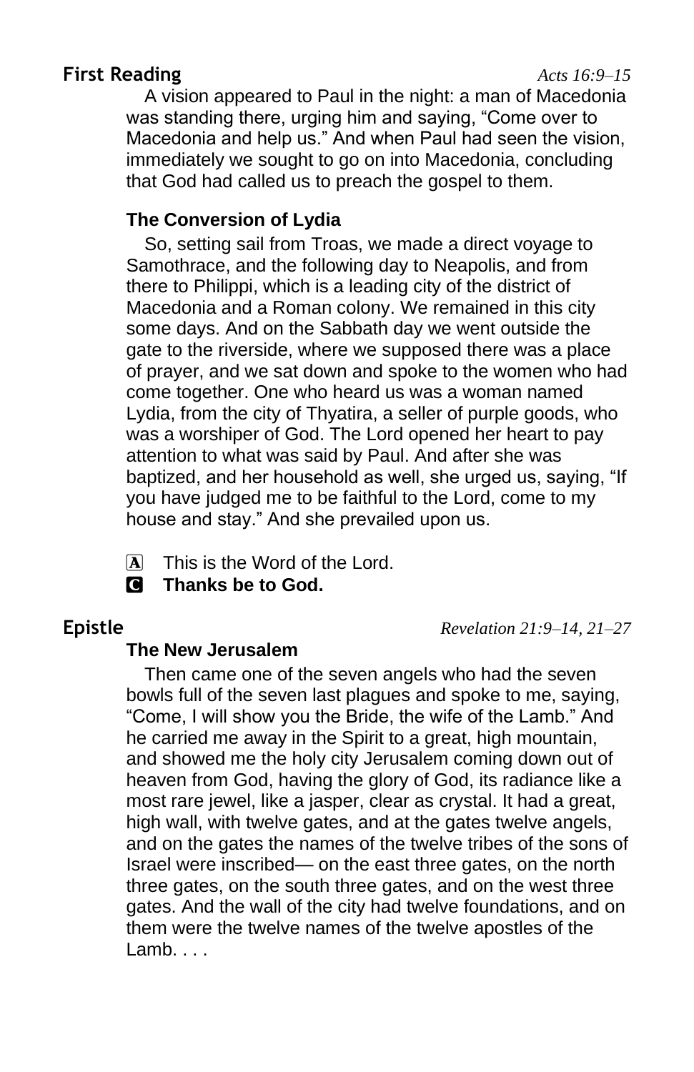## First Reading *Acts 16:9–15*

A vision appeared to Paul in the night: a man of Macedonia was standing there, urging him and saying, "Come over to Macedonia and help us." And when Paul had seen the vision, immediately we sought to go on into Macedonia, concluding that God had called us to preach the gospel to them.

**The Conversion of Lydia**

So, setting sail from Troas, we made a direct voyage to Samothrace, and the following day to Neapolis, and from there to Philippi, which is a leading city of the district of Macedonia and a Roman colony. We remained in this city some days. And on the Sabbath day we went outside the gate to the riverside, where we supposed there was a place of prayer, and we sat down and spoke to the women who had come together. One who heard us was a woman named Lydia, from the city of Thyatira, a seller of purple goods, who was a worshiper of God. The Lord opened her heart to pay attention to what was said by Paul. And after she was baptized, and her household as well, she urged us, saying, "If you have judged me to be faithful to the Lord, come to my house and stay." And she prevailed upon us.

A This is the Word of the Lord.
C **Thanks be to God.**

## Epistle *Revelation 21:9–14, 21–27*

**The New Jerusalem**

Then came one of the seven angels who had the seven bowls full of the seven last plagues and spoke to me, saying, "Come, I will show you the Bride, the wife of the Lamb." And he carried me away in the Spirit to a great, high mountain, and showed me the holy city Jerusalem coming down out of heaven from God, having the glory of God, its radiance like a most rare jewel, like a jasper, clear as crystal. It had a great, high wall, with twelve gates, and at the gates twelve angels, and on the gates the names of the twelve tribes of the sons of Israel were inscribed— on the east three gates, on the north three gates, on the south three gates, and on the west three gates. And the wall of the city had twelve foundations, and on them were the twelve names of the twelve apostles of the Lamb. . . .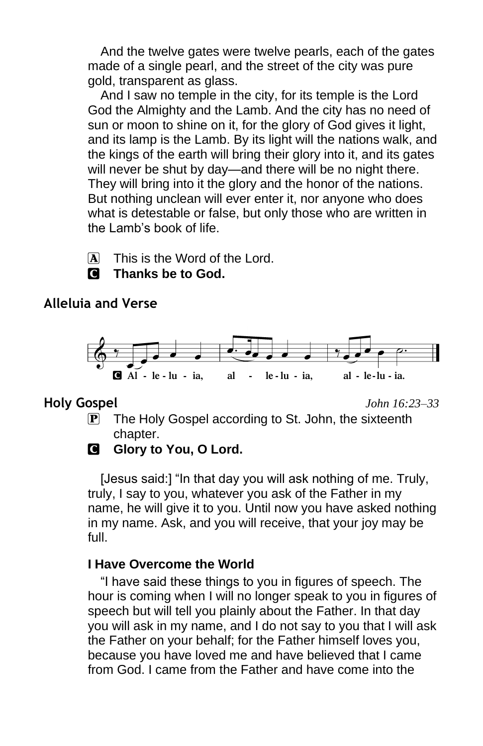And the twelve gates were twelve pearls, each of the gates made of a single pearl, and the street of the city was pure gold, transparent as glass.

And I saw no temple in the city, for its temple is the Lord God the Almighty and the Lamb. And the city has no need of sun or moon to shine on it, for the glory of God gives it light, and its lamp is the Lamb. By its light will the nations walk, and the kings of the earth will bring their glory into it, and its gates will never be shut by day—and there will be no night there. They will bring into it the glory and the honor of the nations. But nothing unclean will ever enter it, nor anyone who does what is detestable or false, but only those who are written in the Lamb's book of life.

A This is the Word of the Lord.
C **Thanks be to God.**

## Alleluia and Verse

C **Al - le - lu - ia, al - le - lu - ia, al - le - lu - ia.**

## Holy Gospel *John 16:23–33*

P The Holy Gospel according to St. John, the sixteenth chapter.
C **Glory to You, O Lord.**

[Jesus said:] "In that day you will ask nothing of me. Truly, truly, I say to you, whatever you ask of the Father in my name, he will give it to you. Until now you have asked nothing in my name. Ask, and you will receive, that your joy may be full.

### I Have Overcome the World

"I have said these things to you in figures of speech. The hour is coming when I will no longer speak to you in figures of speech but will tell you plainly about the Father. In that day you will ask in my name, and I do not say to you that I will ask the Father on your behalf; for the Father himself loves you, because you have loved me and have believed that I came from God. I came from the Father and have come into the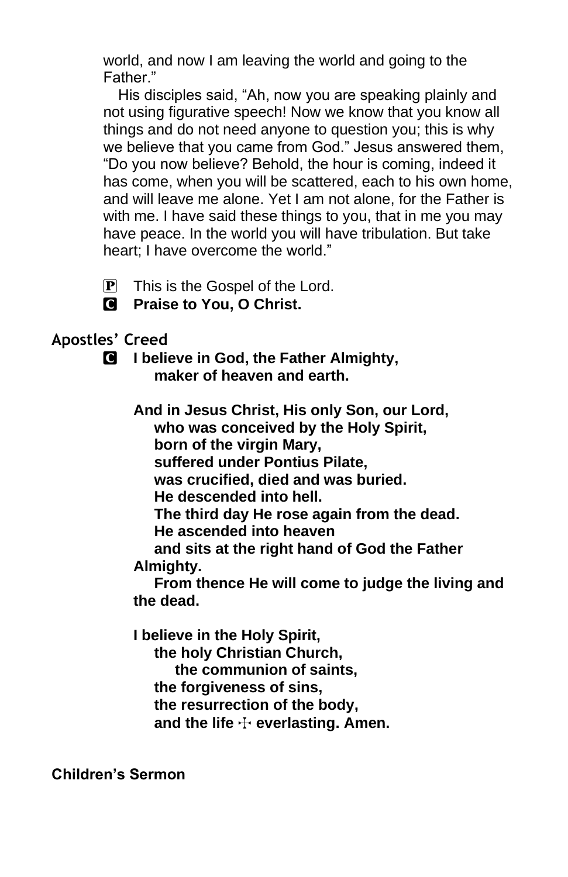world, and now I am leaving the world and going to the Father."

His disciples said, "Ah, now you are speaking plainly and not using figurative speech! Now we know that you know all things and do not need anyone to question you; this is why we believe that you came from God." Jesus answered them, "Do you now believe? Behold, the hour is coming, indeed it has come, when you will be scattered, each to his own home, and will leave me alone. Yet I am not alone, for the Father is with me. I have said these things to you, that in me you may have peace. In the world you will have tribulation. But take heart; I have overcome the world."

P This is the Gospel of the Lord.
C **Praise to You, O Christ.**

## Apostles' Creed

C **I believe in God, the Father Almighty,**
**maker of heaven and earth.**

**And in Jesus Christ, His only Son, our Lord,**
**who was conceived by the Holy Spirit,**
**born of the virgin Mary,**
**suffered under Pontius Pilate,**
**was crucified, died and was buried.**
**He descended into hell.**
**The third day He rose again from the dead.**
**He ascended into heaven**
**and sits at the right hand of God the Father Almighty.**
**From thence He will come to judge the living and the dead.**

**I believe in the Holy Spirit,**
**the holy Christian Church,**
**the communion of saints,**
**the forgiveness of sins,**
**the resurrection of the body,**
**and the life ☩ everlasting. Amen.**

## Children's Sermon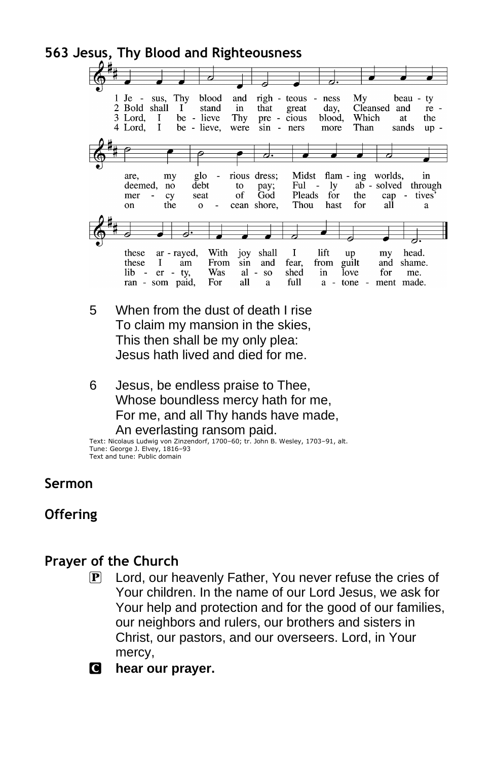## 563 Jesus, Thy Blood and Righteousness

1 Jesus, Thy blood and righteousness
My beauty are, my glorious dress;
Midst flaming worlds, in these arrayed,
With joy shall I lift up my head.

2 Bold shall I stand in that great day,
Cleansed and redeemed, no debt to pay;
Fully absolved through these I am
From sin and fear, from guilt and shame.

3 Lord, I believe Thy precious blood,
Which at the mercy seat of God
Pleads for the captives' liberty,
Was also shed in love for me.

4 Lord, I believe, were sinners more
Than sands upon the ocean shore,
Thou hast for all a ransom paid,
For all a full atonement made.

5 When from the dust of death I rise
To claim my mansion in the skies,
This then shall be my only plea:
Jesus hath lived and died for me.

6 Jesus, be endless praise to Thee,
Whose boundless mercy hath for me,
For me, and all Thy hands have made,
An everlasting ransom paid.

Text: Nicolaus Ludwig von Zinzendorf, 1700–60; tr. John B. Wesley, 1703–91, alt.
Tune: George J. Elvey, 1816–93
Text and tune: Public domain

## Sermon

## Offering

## Prayer of the Church

P Lord, our heavenly Father, You never refuse the cries of Your children. In the name of our Lord Jesus, we ask for Your help and protection and for the good of our families, our neighbors and rulers, our brothers and sisters in Christ, our pastors, and our overseers. Lord, in Your mercy,

C **hear our prayer.**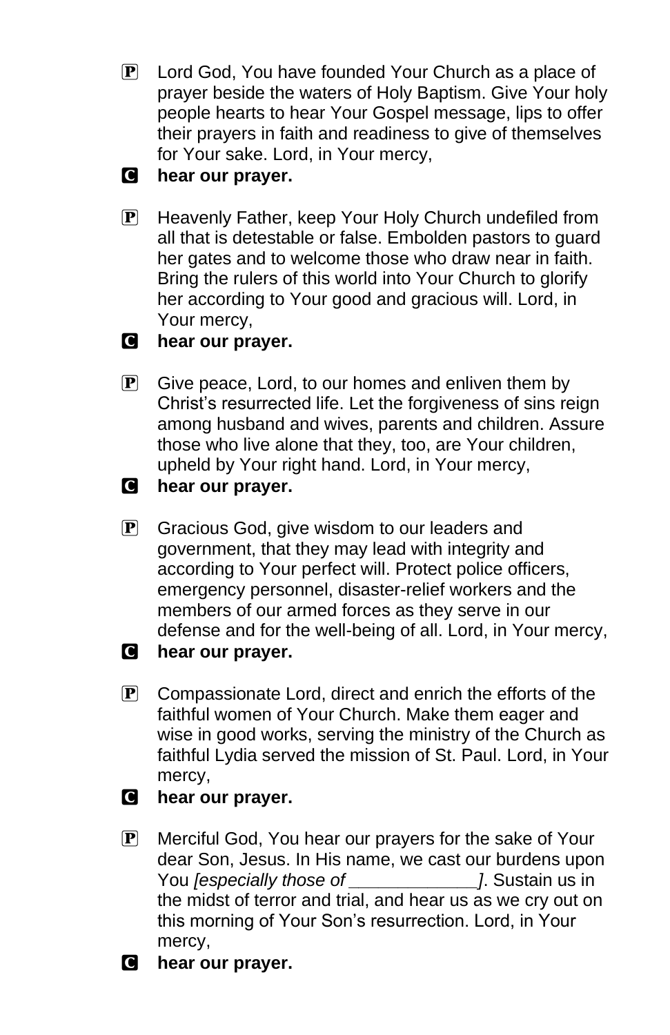P Lord God, You have founded Your Church as a place of prayer beside the waters of Holy Baptism. Give Your holy people hearts to hear Your Gospel message, lips to offer their prayers in faith and readiness to give of themselves for Your sake. Lord, in Your mercy,

C **hear our prayer.**

P Heavenly Father, keep Your Holy Church undefiled from all that is detestable or false. Embolden pastors to guard her gates and to welcome those who draw near in faith. Bring the rulers of this world into Your Church to glorify her according to Your good and gracious will. Lord, in Your mercy,

C **hear our prayer.**

P Give peace, Lord, to our homes and enliven them by Christ's resurrected life. Let the forgiveness of sins reign among husband and wives, parents and children. Assure those who live alone that they, too, are Your children, upheld by Your right hand. Lord, in Your mercy,

C **hear our prayer.**

P Gracious God, give wisdom to our leaders and government, that they may lead with integrity and according to Your perfect will. Protect police officers, emergency personnel, disaster-relief workers and the members of our armed forces as they serve in our defense and for the well-being of all. Lord, in Your mercy,

C **hear our prayer.**

P Compassionate Lord, direct and enrich the efforts of the faithful women of Your Church. Make them eager and wise in good works, serving the ministry of the Church as faithful Lydia served the mission of St. Paul. Lord, in Your mercy,

C **hear our prayer.**

P Merciful God, You hear our prayers for the sake of Your dear Son, Jesus. In His name, we cast our burdens upon You *[especially those of _____________]*. Sustain us in the midst of terror and trial, and hear us as we cry out on this morning of Your Son's resurrection. Lord, in Your mercy,

C **hear our prayer.**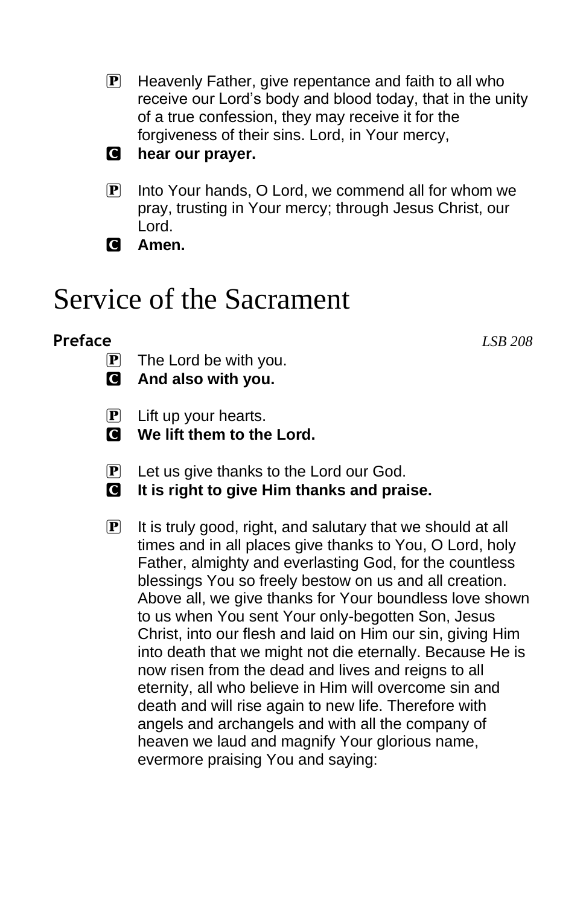P Heavenly Father, give repentance and faith to all who receive our Lord's body and blood today, that in the unity of a true confession, they may receive it for the forgiveness of their sins. Lord, in Your mercy,

C **hear our prayer.**

P Into Your hands, O Lord, we commend all for whom we pray, trusting in Your mercy; through Jesus Christ, our Lord.

C **Amen.**

# Service of the Sacrament

## Preface

*LSB 208*

P The Lord be with you.

C **And also with you.**

P Lift up your hearts.

C **We lift them to the Lord.**

P Let us give thanks to the Lord our God.

C **It is right to give Him thanks and praise.**

P It is truly good, right, and salutary that we should at all times and in all places give thanks to You, O Lord, holy Father, almighty and everlasting God, for the countless blessings You so freely bestow on us and all creation. Above all, we give thanks for Your boundless love shown to us when You sent Your only-begotten Son, Jesus Christ, into our flesh and laid on Him our sin, giving Him into death that we might not die eternally. Because He is now risen from the dead and lives and reigns to all eternity, all who believe in Him will overcome sin and death and will rise again to new life. Therefore with angels and archangels and with all the company of heaven we laud and magnify Your glorious name, evermore praising You and saying: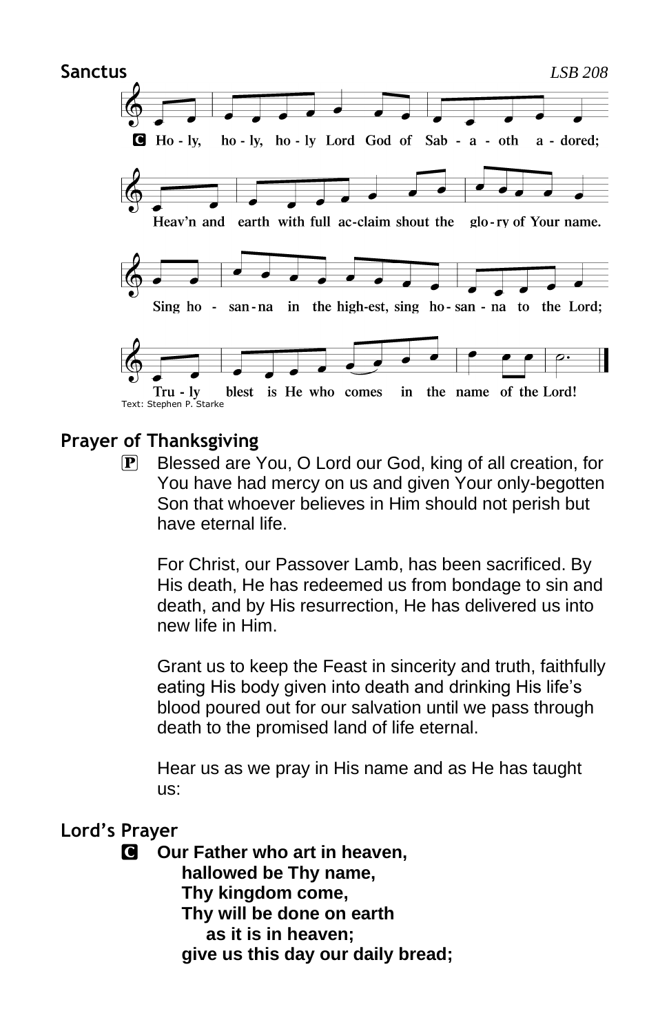**Sanctus** *LSB 208*

C Ho - ly, ho - ly, ho - ly Lord God of Sab - a - oth a - dored;
Heav'n and earth with full ac-claim shout the glo - ry of Your name.
Sing ho - san - na in the high-est, sing ho - san - na to the Lord;
Tru - ly blest is He who comes in the name of the Lord!

Text: Stephen P. Starke

**Prayer of Thanksgiving**

P Blessed are You, O Lord our God, king of all creation, for You have had mercy on us and given Your only-begotten Son that whoever believes in Him should not perish but have eternal life.

For Christ, our Passover Lamb, has been sacrificed. By His death, He has redeemed us from bondage to sin and death, and by His resurrection, He has delivered us into new life in Him.

Grant us to keep the Feast in sincerity and truth, faithfully eating His body given into death and drinking His life's blood poured out for our salvation until we pass through death to the promised land of life eternal.

Hear us as we pray in His name and as He has taught us:

**Lord's Prayer**

C **Our Father who art in heaven,**
**hallowed be Thy name,**
**Thy kingdom come,**
**Thy will be done on earth**
**as it is in heaven;**
**give us this day our daily bread;**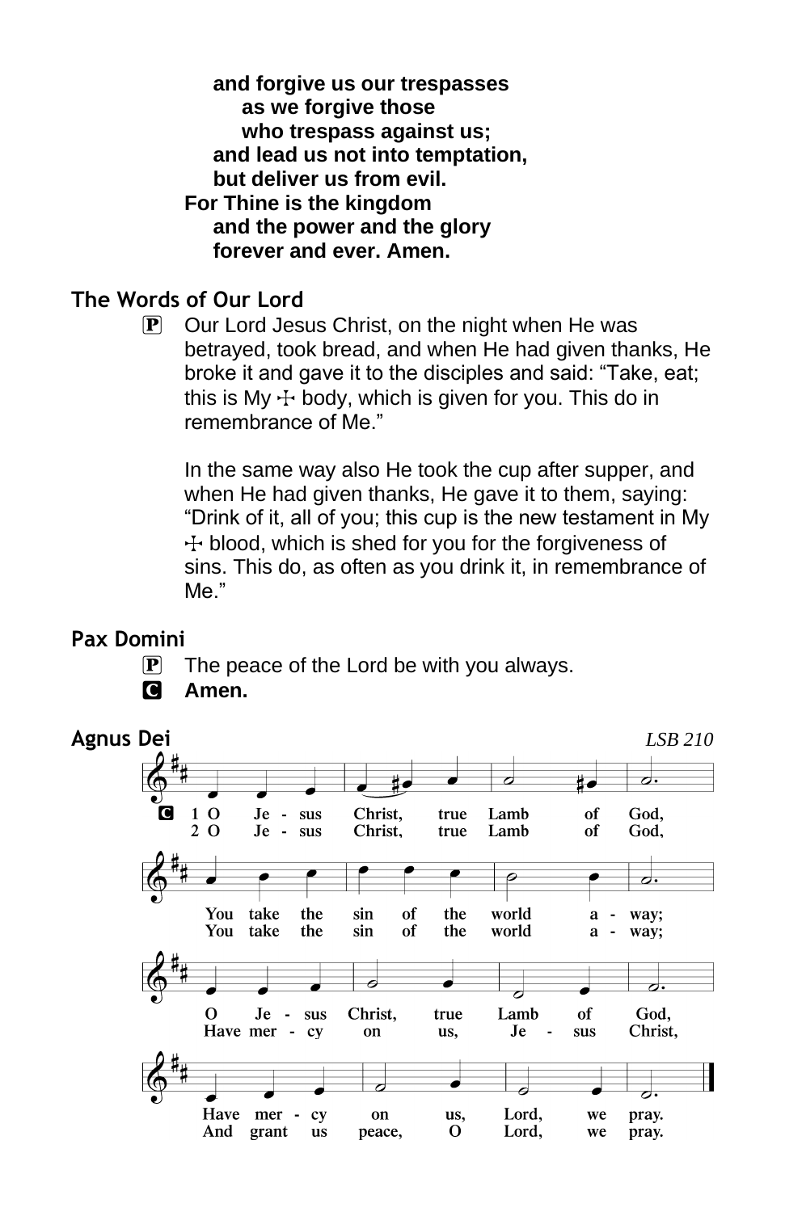**and forgive us our trespasses**
**as we forgive those**
**who trespass against us;**
**and lead us not into temptation,**
**but deliver us from evil.**
**For Thine is the kingdom**
**and the power and the glory**
**forever and ever. Amen.**

## The Words of Our Lord

P Our Lord Jesus Christ, on the night when He was betrayed, took bread, and when He had given thanks, He broke it and gave it to the disciples and said: "Take, eat; this is My ☩ body, which is given for you. This do in remembrance of Me."

In the same way also He took the cup after supper, and when He had given thanks, He gave it to them, saying: "Drink of it, all of you; this cup is the new testament in My ☩ blood, which is shed for you for the forgiveness of sins. This do, as often as you drink it, in remembrance of Me."

## Pax Domini

P The peace of the Lord be with you always.
C **Amen.**

## Agnus Dei

*LSB 210*

C
1 O Jesus Christ, true Lamb of God,
You take the sin of the world away;
O Jesus Christ, true Lamb of God,
Have mercy on us, Lord, we pray.

2 O Jesus Christ, true Lamb of God,
You take the sin of the world away;
Have mercy on us, Jesus Christ,
And grant us peace, O Lord, we pray.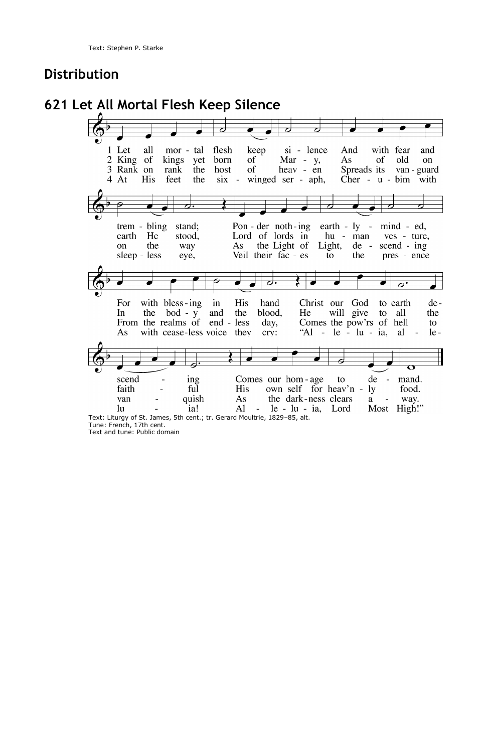Text: Stephen P. Starke

## Distribution

## 621 Let All Mortal Flesh Keep Silence

1 Let all mortal flesh keep silence And with fear and trembling stand;
Ponder nothing earthly-minded,
For with blessing in His hand
Christ our God to earth descending
Comes our homage to demand.

2 King of kings yet born of Mary,
As of old on earth He stood,
Lord of lords in human vesture,
In the body and the blood,
He will give to all the faithful
His own self for heav'nly food.

3 Rank on rank the host of heaven
Spreads its vanguard on the way
As the Light of Light, descending
From the realms of endless day,
Comes the pow'rs of hell to vanquish
As the darkness clears away.

4 At His feet the six-winged seraph,
Cherubim with sleepless eye,
Veil their faces to the presence
As with ceaseless voice they cry:
"Alleluia, alleluia!
Alleluia, Lord Most High!"

Text: Liturgy of St. James, 5th cent.; tr. Gerard Moultrie, 1829–85, alt.
Tune: French, 17th cent.
Text and tune: Public domain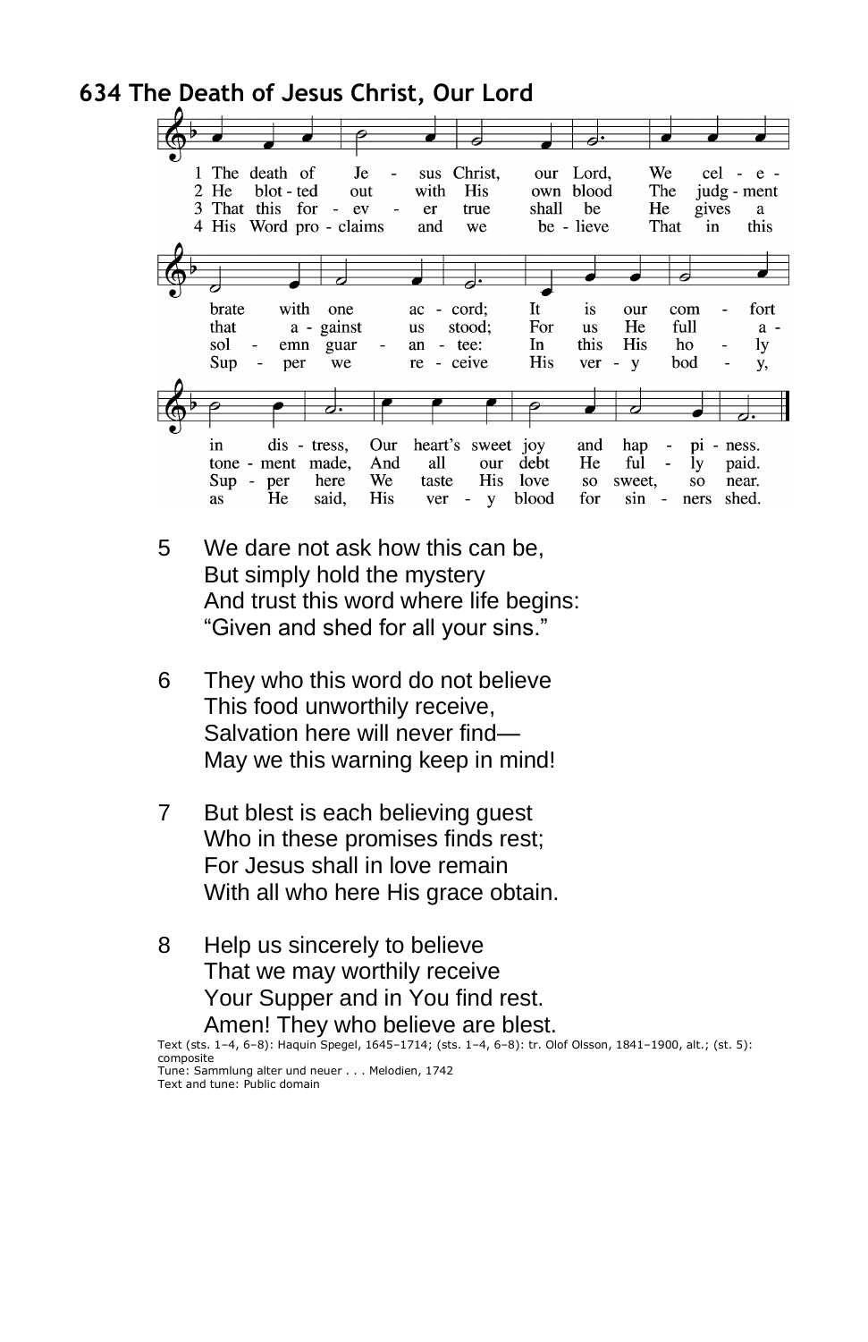## 634 The Death of Jesus Christ, Our Lord

1 The death of Jesus Christ, our Lord, We celebrate with one accord; It is our comfort in distress, Our heart's sweet joy and happiness.

2 He blotted out with His own blood The judgment that against us stood; For us He full atonement made, And all our debt He fully paid.

3 That this forever true shall be He gives a solemn guarantee: In this His holy Supper here We taste His love so sweet, so near.

4 His Word proclaims and we believe That in this Supper we receive His very body, as He said, His very blood for sinners shed.

5 We dare not ask how this can be,
But simply hold the mystery
And trust this word where life begins:
"Given and shed for all your sins."

6 They who this word do not believe
This food unworthily receive,
Salvation here will never find—
May we this warning keep in mind!

7 But blest is each believing guest
Who in these promises finds rest;
For Jesus shall in love remain
With all who here His grace obtain.

8 Help us sincerely to believe
That we may worthily receive
Your Supper and in You find rest.
Amen! They who believe are blest.

Text (sts. 1–4, 6–8): Haquin Spegel, 1645–1714; (sts. 1–4, 6–8): tr. Olof Olsson, 1841–1900, alt.; (st. 5): composite
Tune: Sammlung alter und neuer . . . Melodien, 1742
Text and tune: Public domain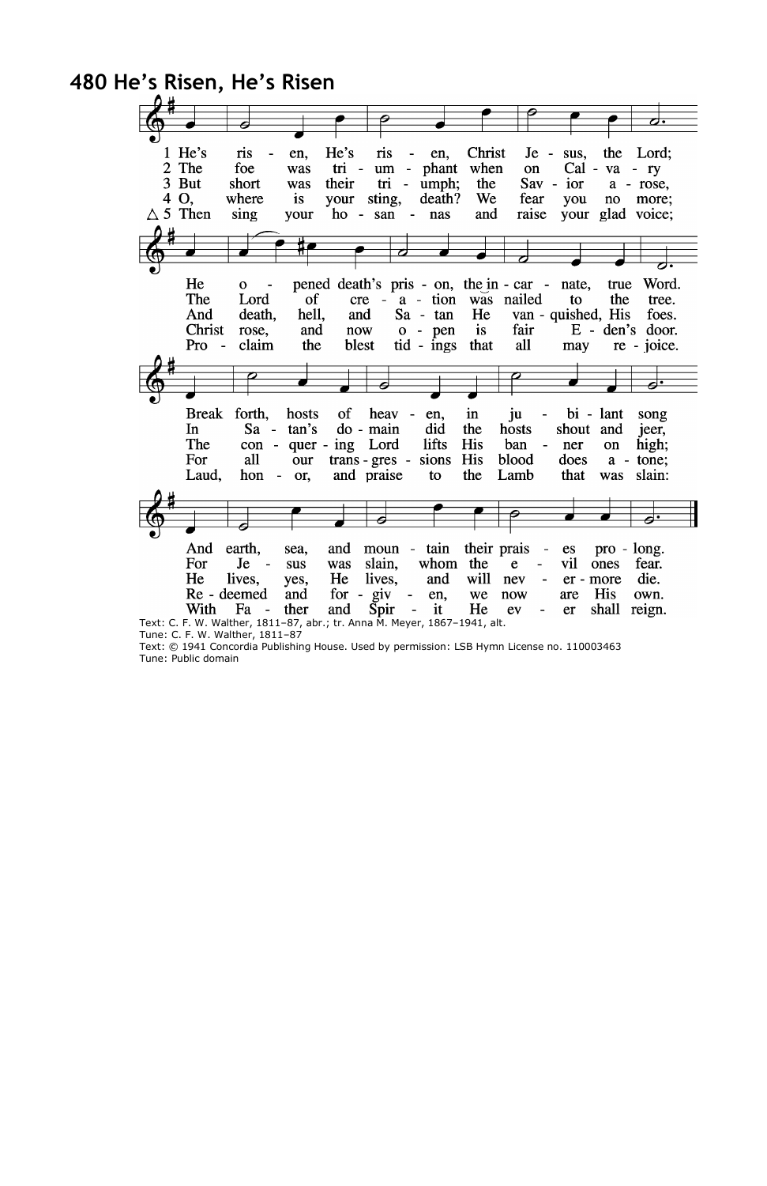# 480 He's Risen, He's Risen

1 He's risen, He's risen, Christ Jesus, the Lord;
He opened death's prison, the incarnate, true Word.
Break forth, hosts of heaven, in jubilant song
And earth, sea, and mountain their praises prolong.

2 The foe was triumphant when on Calvary
The Lord of creation was nailed to the tree.
In Satan's domain did the hosts shout and jeer,
For Jesus was slain, whom the evil ones fear.

3 But short was their triumph; the Savior arose,
And death, hell, and Satan He vanquished, His foes.
The conquering Lord lifts His banner on high;
He lives, yes, He lives, and will nevermore die.

4 O, where is your sting, death? We fear you no more;
Christ rose, and now open is fair Eden's door.
For all our transgressions His blood does atone;
Redeemed and forgiven, we now are His own.

△ 5 Then sing your hosannas and raise your glad voice;
Proclaim the blest tidings that all may rejoice.
Laud, honor, and praise to the Lamb that was slain:
With Father and Spirit He ever shall reign.

Text: C. F. W. Walther, 1811–87, abr.; tr. Anna M. Meyer, 1867–1941, alt.
Tune: C. F. W. Walther, 1811–87
Text: © 1941 Concordia Publishing House. Used by permission: LSB Hymn License no. 110003463
Tune: Public domain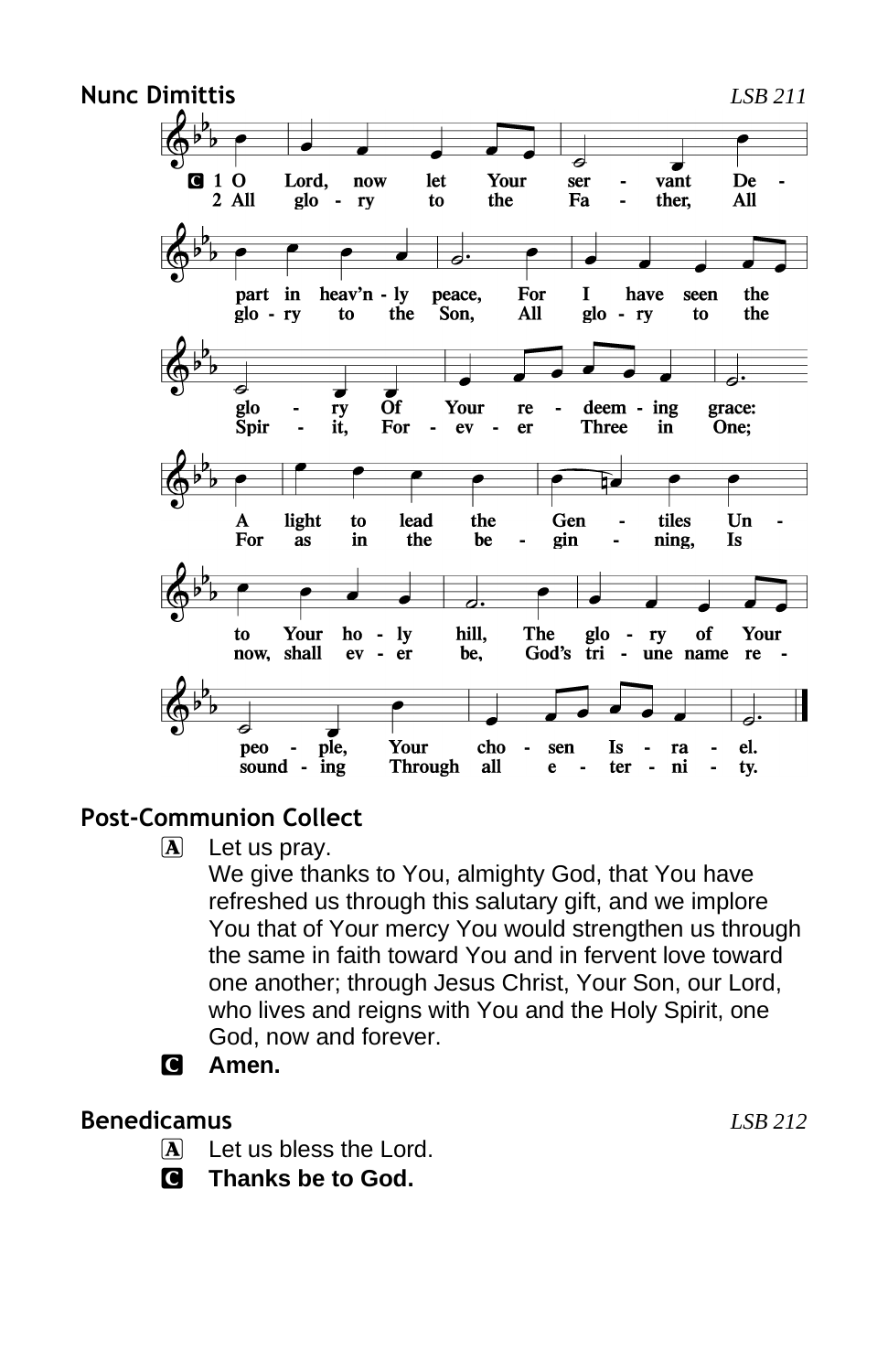## Nunc Dimittis

*LSB 211*

**C** 1 O Lord, now let Your servant Depart in heav'nly peace, For I have seen the glory Of Your redeeming grace: A light to lead the Gentiles Unto Your holy hill, The glory of Your people, Your chosen Israel.

2 All glory to the Father, All glory to the Son, All glory to the Spirit, Forever Three in One; For as in the beginning, Is now, shall ever be, God's triune name resounding Through all eternity.

## Post-Communion Collect

**A** Let us pray.
We give thanks to You, almighty God, that You have refreshed us through this salutary gift, and we implore You that of Your mercy You would strengthen us through the same in faith toward You and in fervent love toward one another; through Jesus Christ, Your Son, our Lord, who lives and reigns with You and the Holy Spirit, one God, now and forever.

**C** **Amen.**

## Benedicamus

*LSB 212*

**A** Let us bless the Lord.

**C** **Thanks be to God.**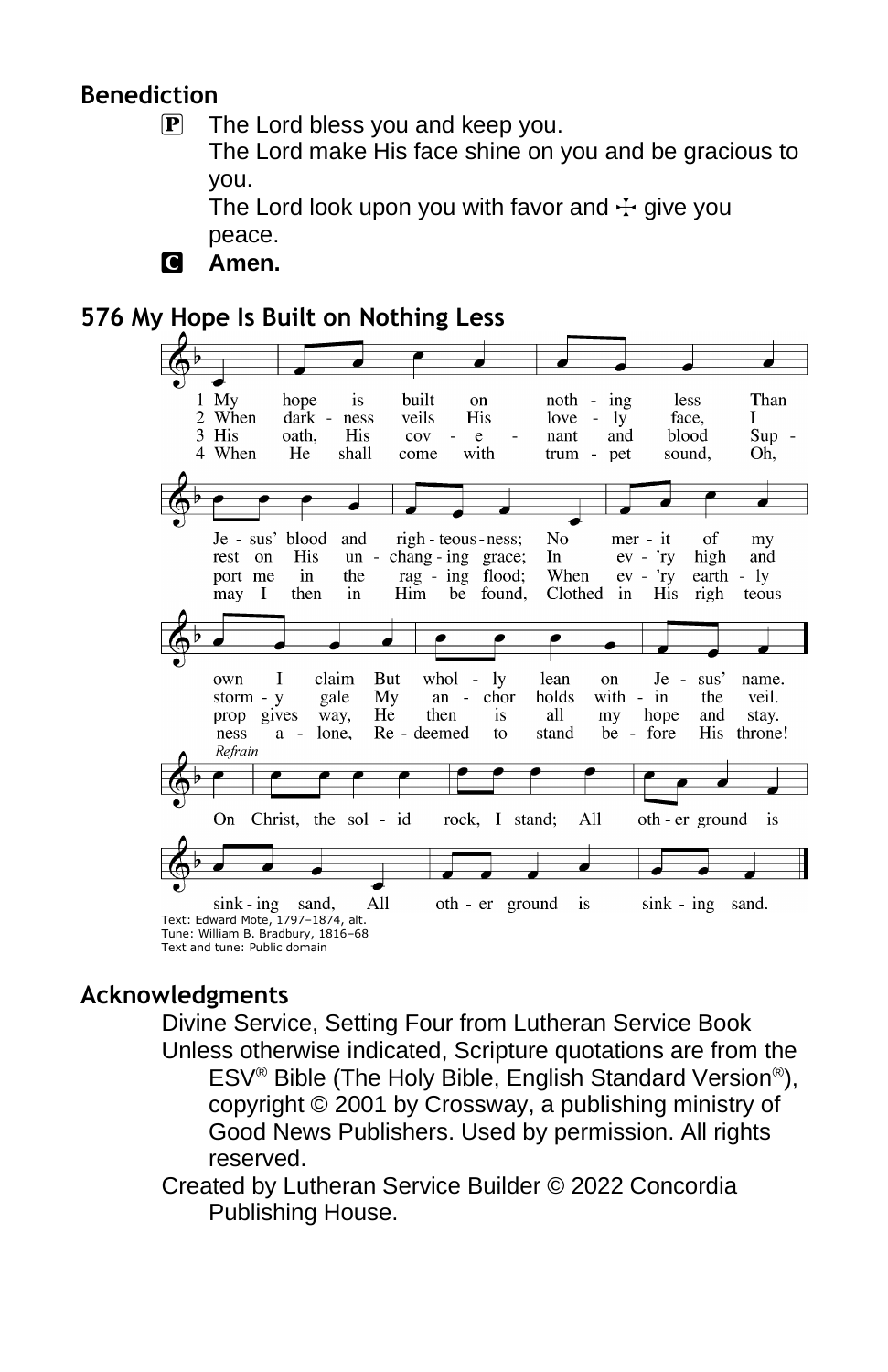## Benediction

P The Lord bless you and keep you.
The Lord make His face shine on you and be gracious to you.
The Lord look upon you with favor and ☩ give you peace.

C **Amen.**

## 576 My Hope Is Built on Nothing Less

1 My hope is built on nothing less Than Jesus' blood and righteousness; No merit of my own I claim But wholly lean on Jesus' name.

2 When darkness veils His lovely face, I rest on His unchanging grace; In ev'ry high and stormy gale My anchor holds within the veil.

3 His oath, His covenant and blood Support me in the raging flood; When ev'ry earthly prop gives way, He then is all my hope and stay.

4 When He shall come with trumpet sound, Oh, may I then in Him be found, Clothed in His righteousness alone, Redeemed to stand before His throne!

*Refrain*
On Christ, the solid rock, I stand; All other ground is sinking sand, All other ground is sinking sand.

Text: Edward Mote, 1797–1874, alt.
Tune: William B. Bradbury, 1816–68
Text and tune: Public domain

## Acknowledgments

Divine Service, Setting Four from Lutheran Service Book

Unless otherwise indicated, Scripture quotations are from the ESV® Bible (The Holy Bible, English Standard Version®), copyright © 2001 by Crossway, a publishing ministry of Good News Publishers. Used by permission. All rights reserved.

Created by Lutheran Service Builder © 2022 Concordia Publishing House.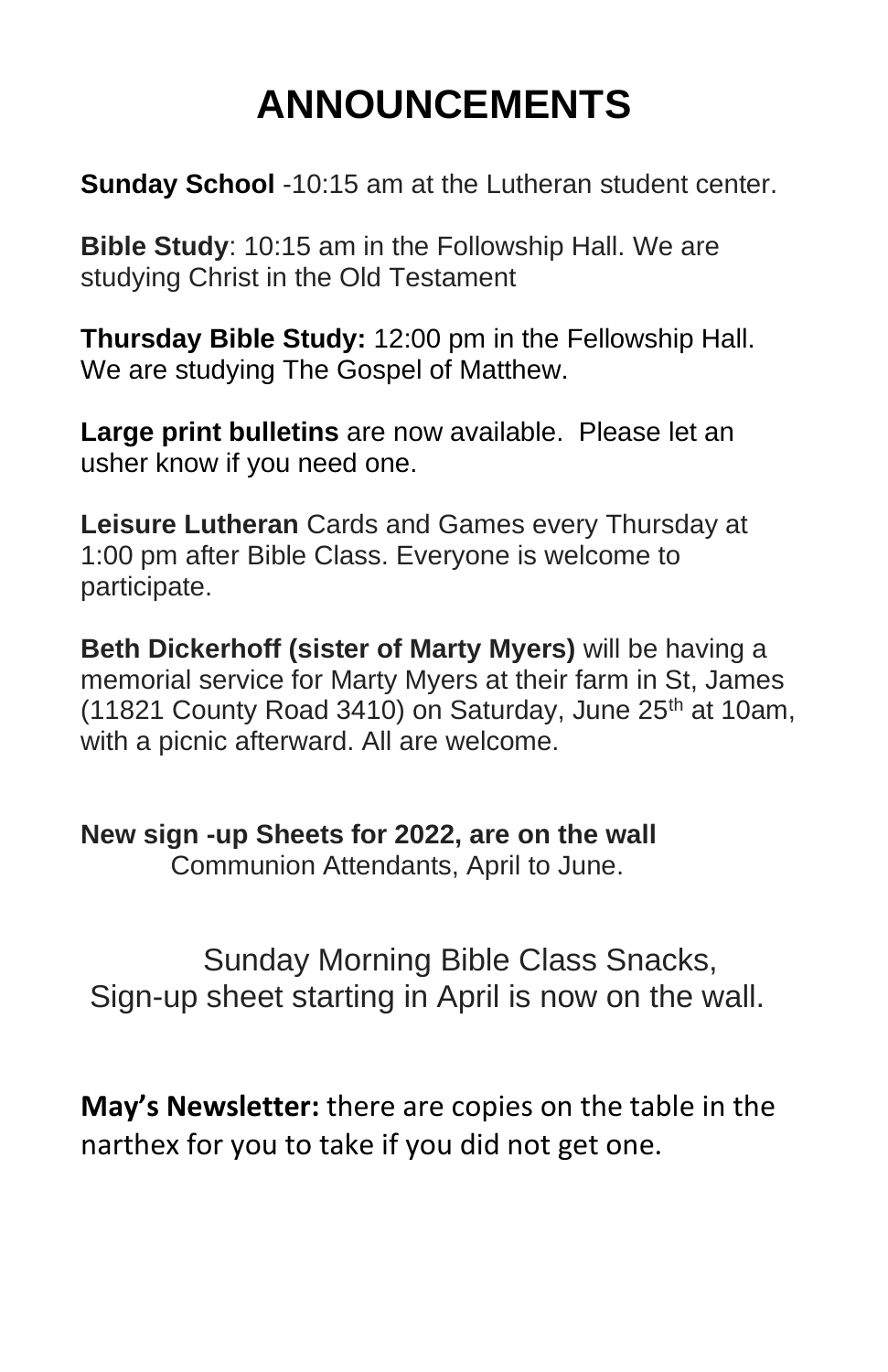# ANNOUNCEMENTS

**Sunday School** -10:15 am at the Lutheran student center.

**Bible Study**: 10:15 am in the Followship Hall. We are studying Christ in the Old Testament

**Thursday Bible Study:** 12:00 pm in the Fellowship Hall. We are studying The Gospel of Matthew.

**Large print bulletins** are now available. Please let an usher know if you need one.

**Leisure Lutheran** Cards and Games every Thursday at 1:00 pm after Bible Class. Everyone is welcome to participate.

**Beth Dickerhoff (sister of Marty Myers)** will be having a memorial service for Marty Myers at their farm in St, James (11821 County Road 3410) on Saturday, June 25th at 10am, with a picnic afterward. All are welcome.

**New sign -up Sheets for 2022, are on the wall**
Communion Attendants, April to June.

Sunday Morning Bible Class Snacks,
Sign-up sheet starting in April is now on the wall.

**May's Newsletter:** there are copies on the table in the narthex for you to take if you did not get one.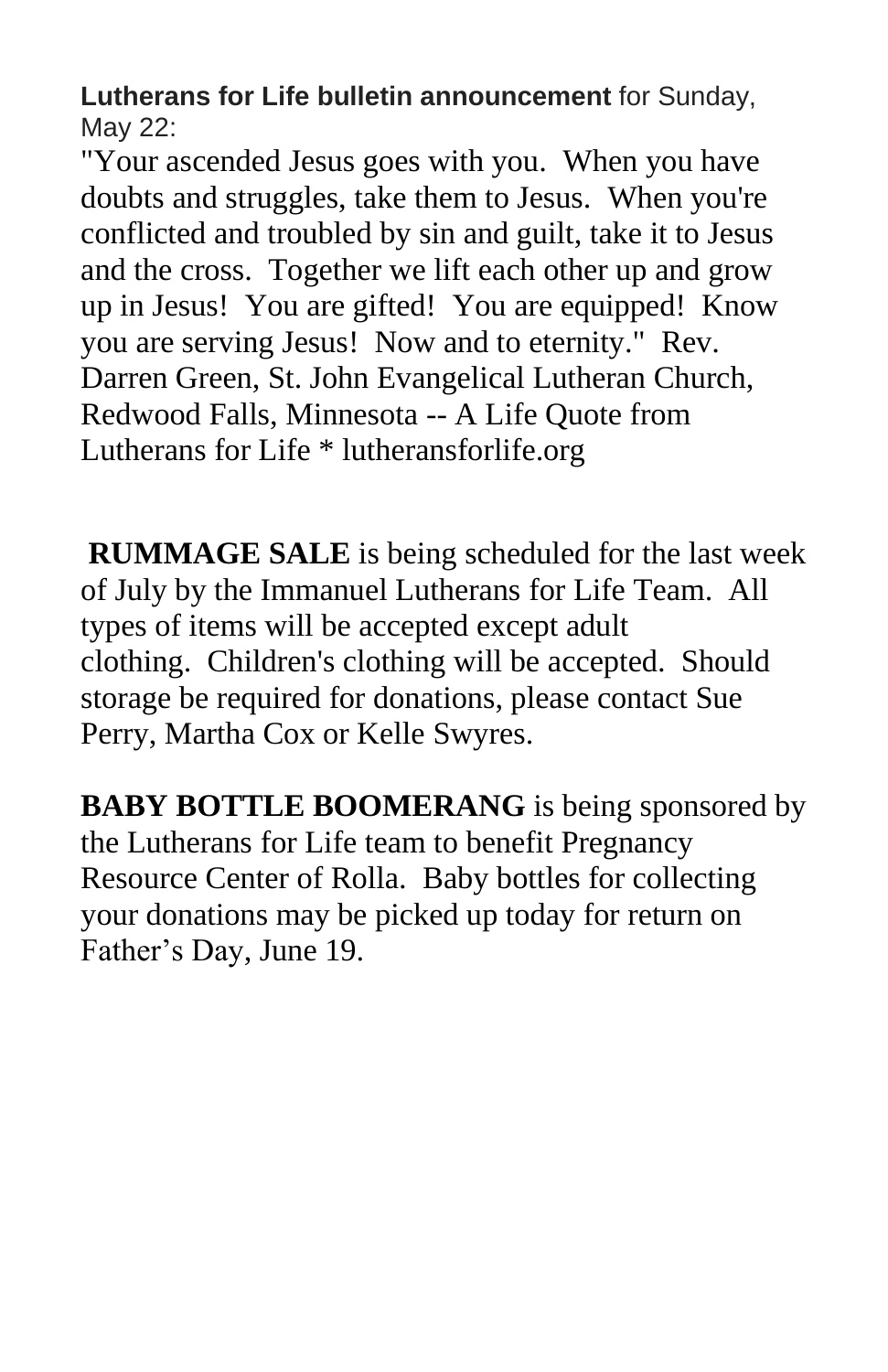**Lutherans for Life bulletin announcement** for Sunday, May 22:

"Your ascended Jesus goes with you.  When you have doubts and struggles, take them to Jesus.  When you're conflicted and troubled by sin and guilt, take it to Jesus and the cross.  Together we lift each other up and grow up in Jesus!  You are gifted!  You are equipped!  Know you are serving Jesus!  Now and to eternity."  Rev. Darren Green, St. John Evangelical Lutheran Church, Redwood Falls, Minnesota -- A Life Quote from Lutherans for Life * lutheransforlife.org

**RUMMAGE SALE** is being scheduled for the last week of July by the Immanuel Lutherans for Life Team.  All types of items will be accepted except adult clothing.  Children's clothing will be accepted.  Should storage be required for donations, please contact Sue Perry, Martha Cox or Kelle Swyres.

**BABY BOTTLE BOOMERANG** is being sponsored by the Lutherans for Life team to benefit Pregnancy Resource Center of Rolla.  Baby bottles for collecting your donations may be picked up today for return on Father's Day, June 19.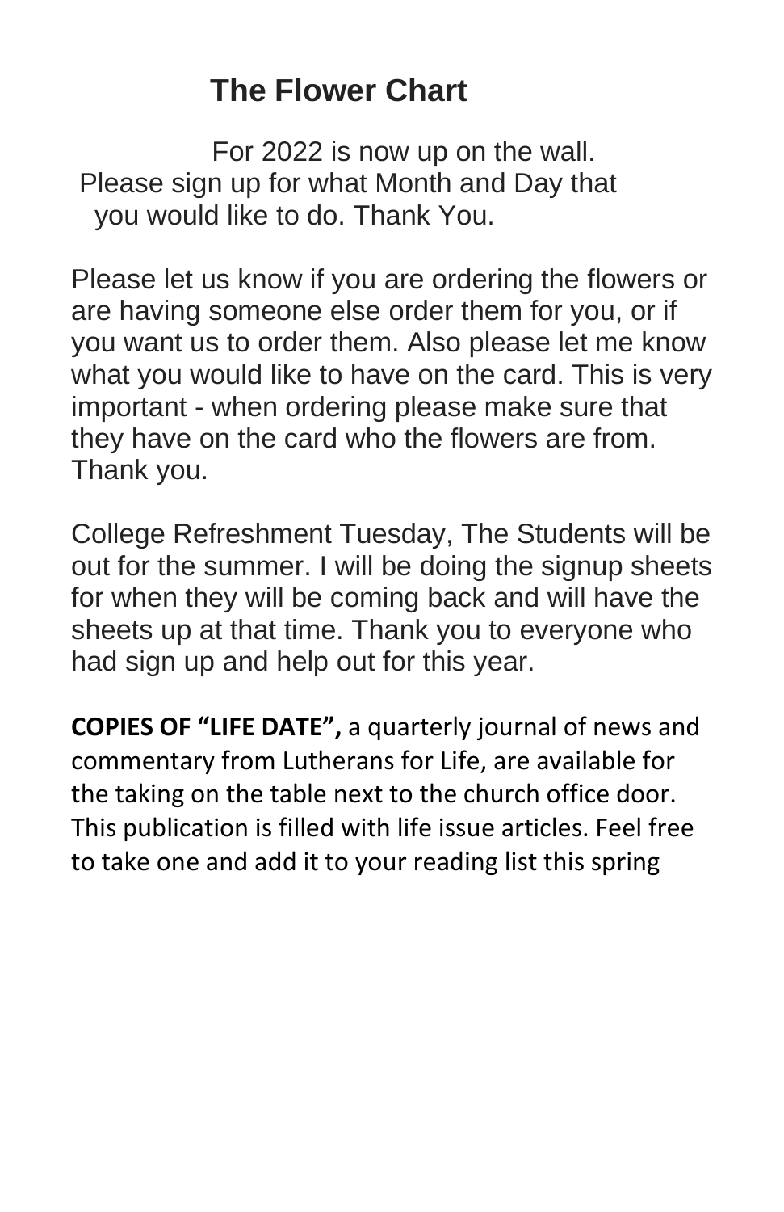## The Flower Chart

For 2022 is now up on the wall. Please sign up for what Month and Day that you would like to do. Thank You.

Please let us know if you are ordering the flowers or are having someone else order them for you, or if you want us to order them. Also please let me know what you would like to have on the card. This is very important - when ordering please make sure that they have on the card who the flowers are from. Thank you.

College Refreshment Tuesday, The Students will be out for the summer. I will be doing the signup sheets for when they will be coming back and will have the sheets up at that time. Thank you to everyone who had sign up and help out for this year.

**COPIES OF "LIFE DATE",** a quarterly journal of news and commentary from Lutherans for Life, are available for the taking on the table next to the church office door. This publication is filled with life issue articles. Feel free to take one and add it to your reading list this spring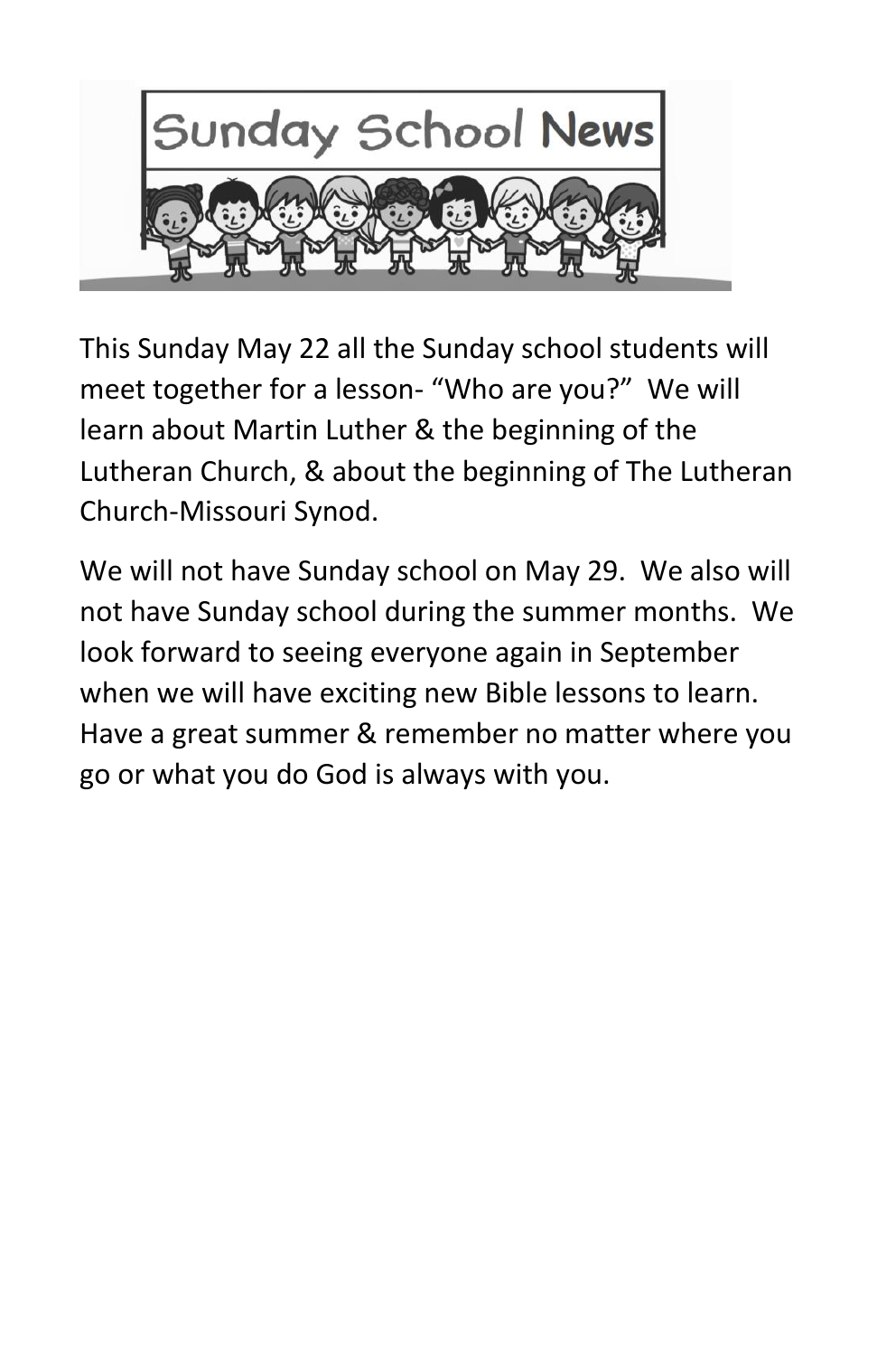# Sunday School News

This Sunday May 22 all the Sunday school students will meet together for a lesson- "Who are you?" We will learn about Martin Luther & the beginning of the Lutheran Church, & about the beginning of The Lutheran Church-Missouri Synod.

We will not have Sunday school on May 29. We also will not have Sunday school during the summer months. We look forward to seeing everyone again in September when we will have exciting new Bible lessons to learn. Have a great summer & remember no matter where you go or what you do God is always with you.